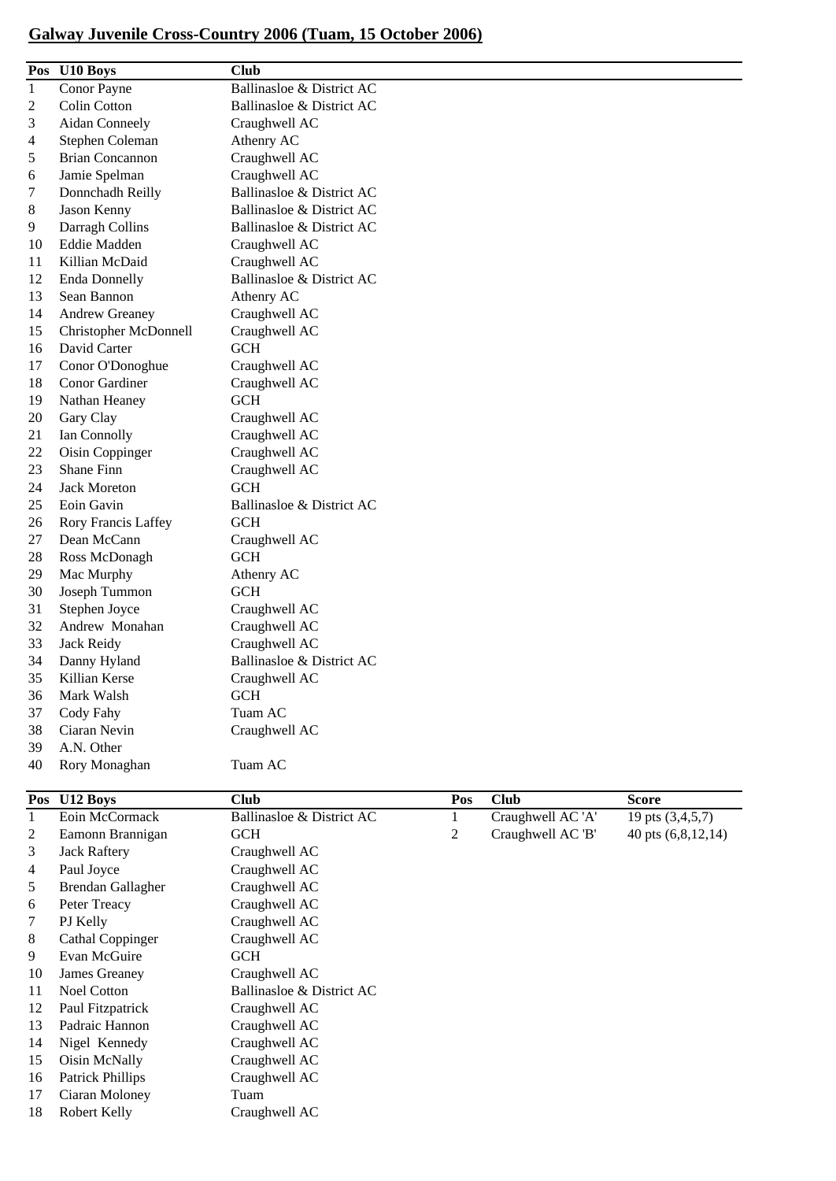## Galway Juvenile Cross-Country 2006 (Tuam, 15 October 2006)

| Pos | U10 Boys | Club |
|---|---|---|
| 1 | Conor Payne | Ballinasloe & District AC |
| 2 | Colin Cotton | Ballinasloe & District AC |
| 3 | Aidan Conneely | Craughwell AC |
| 4 | Stephen Coleman | Athenry AC |
| 5 | Brian Concannon | Craughwell AC |
| 6 | Jamie Spelman | Craughwell AC |
| 7 | Donnchadh Reilly | Ballinasloe & District AC |
| 8 | Jason Kenny | Ballinasloe & District AC |
| 9 | Darragh Collins | Ballinasloe & District AC |
| 10 | Eddie Madden | Craughwell AC |
| 11 | Killian McDaid | Craughwell AC |
| 12 | Enda Donnelly | Ballinasloe & District AC |
| 13 | Sean Bannon | Athenry AC |
| 14 | Andrew Greaney | Craughwell AC |
| 15 | Christopher McDonnell | Craughwell AC |
| 16 | David Carter | GCH |
| 17 | Conor O'Donoghue | Craughwell AC |
| 18 | Conor Gardiner | Craughwell AC |
| 19 | Nathan Heaney | GCH |
| 20 | Gary Clay | Craughwell AC |
| 21 | Ian Connolly | Craughwell AC |
| 22 | Oisin Coppinger | Craughwell AC |
| 23 | Shane Finn | Craughwell AC |
| 24 | Jack Moreton | GCH |
| 25 | Eoin Gavin | Ballinasloe & District AC |
| 26 | Rory Francis Laffey | GCH |
| 27 | Dean McCann | Craughwell AC |
| 28 | Ross McDonagh | GCH |
| 29 | Mac Murphy | Athenry AC |
| 30 | Joseph Tummon | GCH |
| 31 | Stephen Joyce | Craughwell AC |
| 32 | Andrew Monahan | Craughwell AC |
| 33 | Jack Reidy | Craughwell AC |
| 34 | Danny Hyland | Ballinasloe & District AC |
| 35 | Killian Kerse | Craughwell AC |
| 36 | Mark Walsh | GCH |
| 37 | Cody Fahy | Tuam AC |
| 38 | Ciaran Nevin | Craughwell AC |
| 39 | A.N. Other | |
| 40 | Rory Monaghan | Tuam AC |

| Pos | U12 Boys | Club | Pos | Club | Score |
|---|---|---|---|---|---|
| 1 | Eoin McCormack | Ballinasloe & District AC | 1 | Craughwell AC 'A' | 19 pts (3,4,5,7) |
| 2 | Eamonn Brannigan | GCH | 2 | Craughwell AC 'B' | 40 pts (6,8,12,14) |
| 3 | Jack Raftery | Craughwell AC | | | |
| 4 | Paul Joyce | Craughwell AC | | | |
| 5 | Brendan Gallagher | Craughwell AC | | | |
| 6 | Peter Treacy | Craughwell AC | | | |
| 7 | PJ Kelly | Craughwell AC | | | |
| 8 | Cathal Coppinger | Craughwell AC | | | |
| 9 | Evan McGuire | GCH | | | |
| 10 | James Greaney | Craughwell AC | | | |
| 11 | Noel Cotton | Ballinasloe & District AC | | | |
| 12 | Paul Fitzpatrick | Craughwell AC | | | |
| 13 | Padraic Hannon | Craughwell AC | | | |
| 14 | Nigel Kennedy | Craughwell AC | | | |
| 15 | Oisin McNally | Craughwell AC | | | |
| 16 | Patrick Phillips | Craughwell AC | | | |
| 17 | Ciaran Moloney | Tuam | | | |
| 18 | Robert Kelly | Craughwell AC | | | |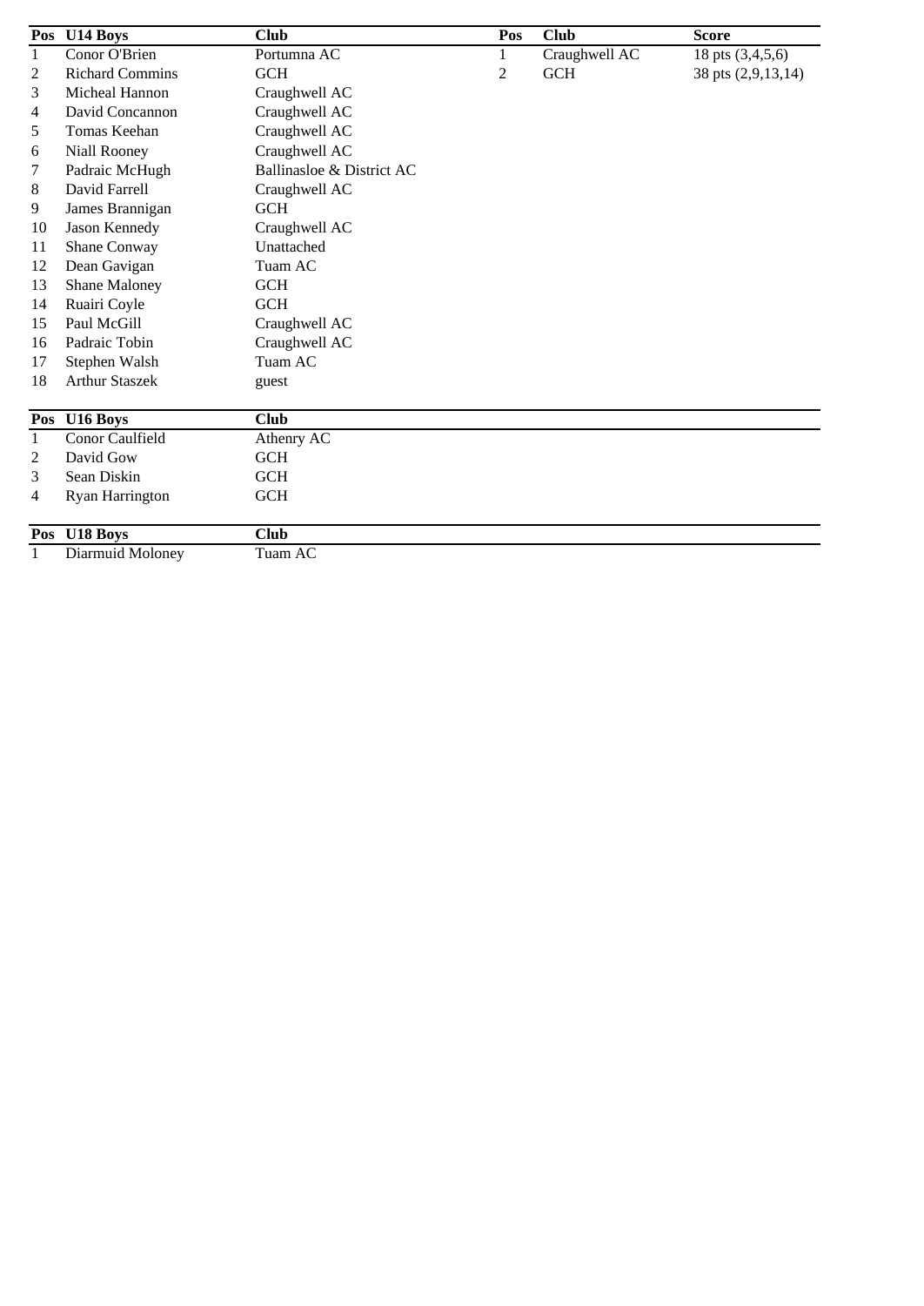| Pos | U14 Boys | Club |
|---|---|---|
| 1 | Conor O'Brien | Portumna AC |
| 2 | Richard Commins | GCH |
| 3 | Micheal Hannon | Craughwell AC |
| 4 | David Concannon | Craughwell AC |
| 5 | Tomas Keehan | Craughwell AC |
| 6 | Niall Rooney | Craughwell AC |
| 7 | Padraic McHugh | Ballinasloe & District AC |
| 8 | David Farrell | Craughwell AC |
| 9 | James Brannigan | GCH |
| 10 | Jason Kennedy | Craughwell AC |
| 11 | Shane Conway | Unattached |
| 12 | Dean Gavigan | Tuam AC |
| 13 | Shane Maloney | GCH |
| 14 | Ruairi Coyle | GCH |
| 15 | Paul McGill | Craughwell AC |
| 16 | Padraic Tobin | Craughwell AC |
| 17 | Stephen Walsh | Tuam AC |
| 18 | Arthur Staszek | guest |

| Pos | Club | Score |
|---|---|---|
| 1 | Craughwell AC | 18 pts (3,4,5,6) |
| 2 | GCH | 38 pts (2,9,13,14) |

| Pos | U16 Boys | Club |
|---|---|---|
| 1 | Conor Caulfield | Athenry AC |
| 2 | David Gow | GCH |
| 3 | Sean Diskin | GCH |
| 4 | Ryan Harrington | GCH |

| Pos | U18 Boys | Club |
|---|---|---|
| 1 | Diarmuid Moloney | Tuam AC |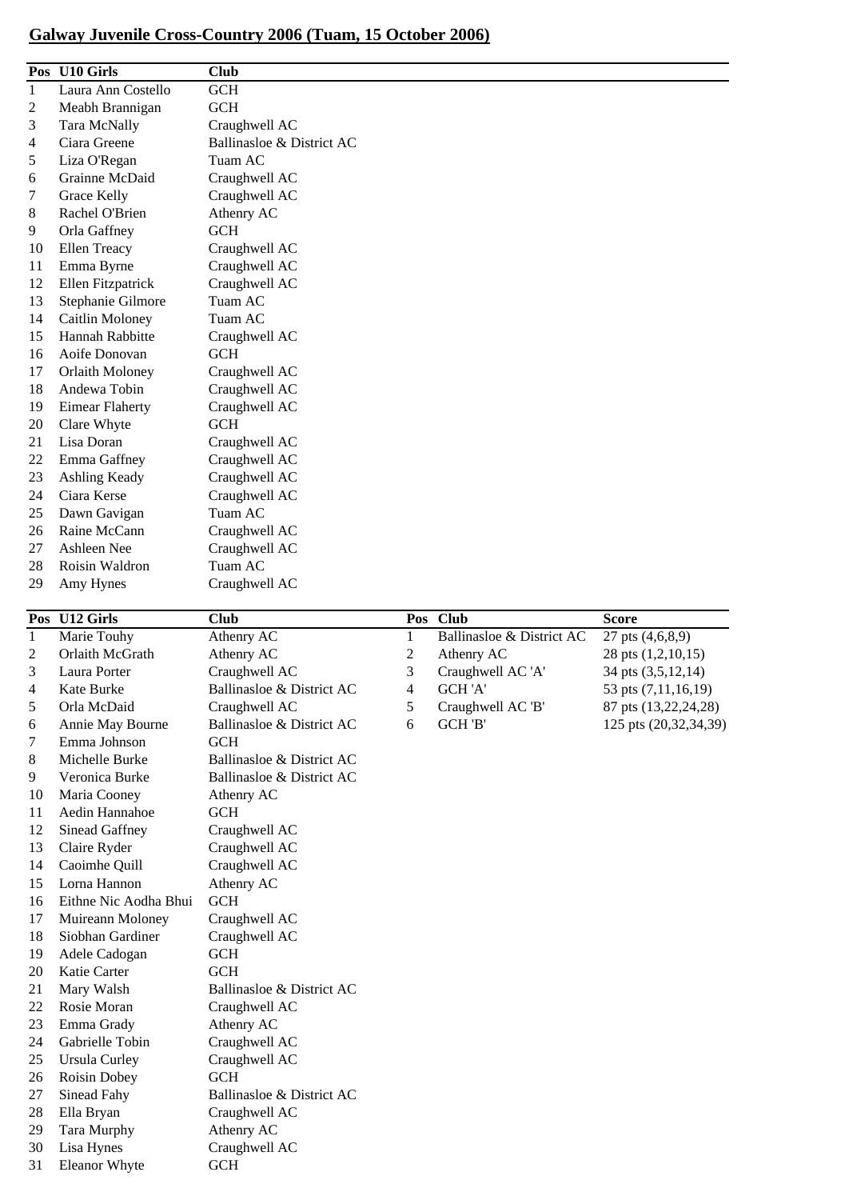## Galway Juvenile Cross-Country 2006 (Tuam, 15 October 2006)

| Pos | U10 Girls | Club |
|---|---|---|
| 1 | Laura Ann Costello | GCH |
| 2 | Meabh Brannigan | GCH |
| 3 | Tara McNally | Craughwell AC |
| 4 | Ciara Greene | Ballinasloe & District AC |
| 5 | Liza O'Regan | Tuam AC |
| 6 | Grainne McDaid | Craughwell AC |
| 7 | Grace Kelly | Craughwell AC |
| 8 | Rachel O'Brien | Athenry AC |
| 9 | Orla Gaffney | GCH |
| 10 | Ellen Treacy | Craughwell AC |
| 11 | Emma Byrne | Craughwell AC |
| 12 | Ellen Fitzpatrick | Craughwell AC |
| 13 | Stephanie Gilmore | Tuam AC |
| 14 | Caitlin Moloney | Tuam AC |
| 15 | Hannah Rabbitte | Craughwell AC |
| 16 | Aoife Donovan | GCH |
| 17 | Orlaith Moloney | Craughwell AC |
| 18 | Andewa Tobin | Craughwell AC |
| 19 | Eimear Flaherty | Craughwell AC |
| 20 | Clare Whyte | GCH |
| 21 | Lisa Doran | Craughwell AC |
| 22 | Emma Gaffney | Craughwell AC |
| 23 | Ashling Keady | Craughwell AC |
| 24 | Ciara Kerse | Craughwell AC |
| 25 | Dawn Gavigan | Tuam AC |
| 26 | Raine McCann | Craughwell AC |
| 27 | Ashleen Nee | Craughwell AC |
| 28 | Roisin Waldron | Tuam AC |
| 29 | Amy Hynes | Craughwell AC |

| Pos | U12 Girls | Club |
|---|---|---|
| 1 | Marie Touhy | Athenry AC |
| 2 | Orlaith McGrath | Athenry AC |
| 3 | Laura Porter | Craughwell AC |
| 4 | Kate Burke | Ballinasloe & District AC |
| 5 | Orla McDaid | Craughwell AC |
| 6 | Annie May Bourne | Ballinasloe & District AC |
| 7 | Emma Johnson | GCH |
| 8 | Michelle Burke | Ballinasloe & District AC |
| 9 | Veronica Burke | Ballinasloe & District AC |
| 10 | Maria Cooney | Athenry AC |
| 11 | Aedin Hannahoe | GCH |
| 12 | Sinead Gaffney | Craughwell AC |
| 13 | Claire Ryder | Craughwell AC |
| 14 | Caoimhe Quill | Craughwell AC |
| 15 | Lorna Hannon | Athenry AC |
| 16 | Eithne Nic Aodha Bhui | GCH |
| 17 | Muireann Moloney | Craughwell AC |
| 18 | Siobhan Gardiner | Craughwell AC |
| 19 | Adele Cadogan | GCH |
| 20 | Katie Carter | GCH |
| 21 | Mary Walsh | Ballinasloe & District AC |
| 22 | Rosie Moran | Craughwell AC |
| 23 | Emma Grady | Athenry AC |
| 24 | Gabrielle Tobin | Craughwell AC |
| 25 | Ursula Curley | Craughwell AC |
| 26 | Roisin Dobey | GCH |
| 27 | Sinead Fahy | Ballinasloe & District AC |
| 28 | Ella Bryan | Craughwell AC |
| 29 | Tara Murphy | Athenry AC |
| 30 | Lisa Hynes | Craughwell AC |
| 31 | Eleanor Whyte | GCH |

| Pos | Club | Score |
|---|---|---|
| 1 | Ballinasloe & District AC | 27 pts (4,6,8,9) |
| 2 | Athenry AC | 28 pts (1,2,10,15) |
| 3 | Craughwell AC 'A' | 34 pts (3,5,12,14) |
| 4 | GCH 'A' | 53 pts (7,11,16,19) |
| 5 | Craughwell AC 'B' | 87 pts (13,22,24,28) |
| 6 | GCH 'B' | 125 pts (20,32,34,39) |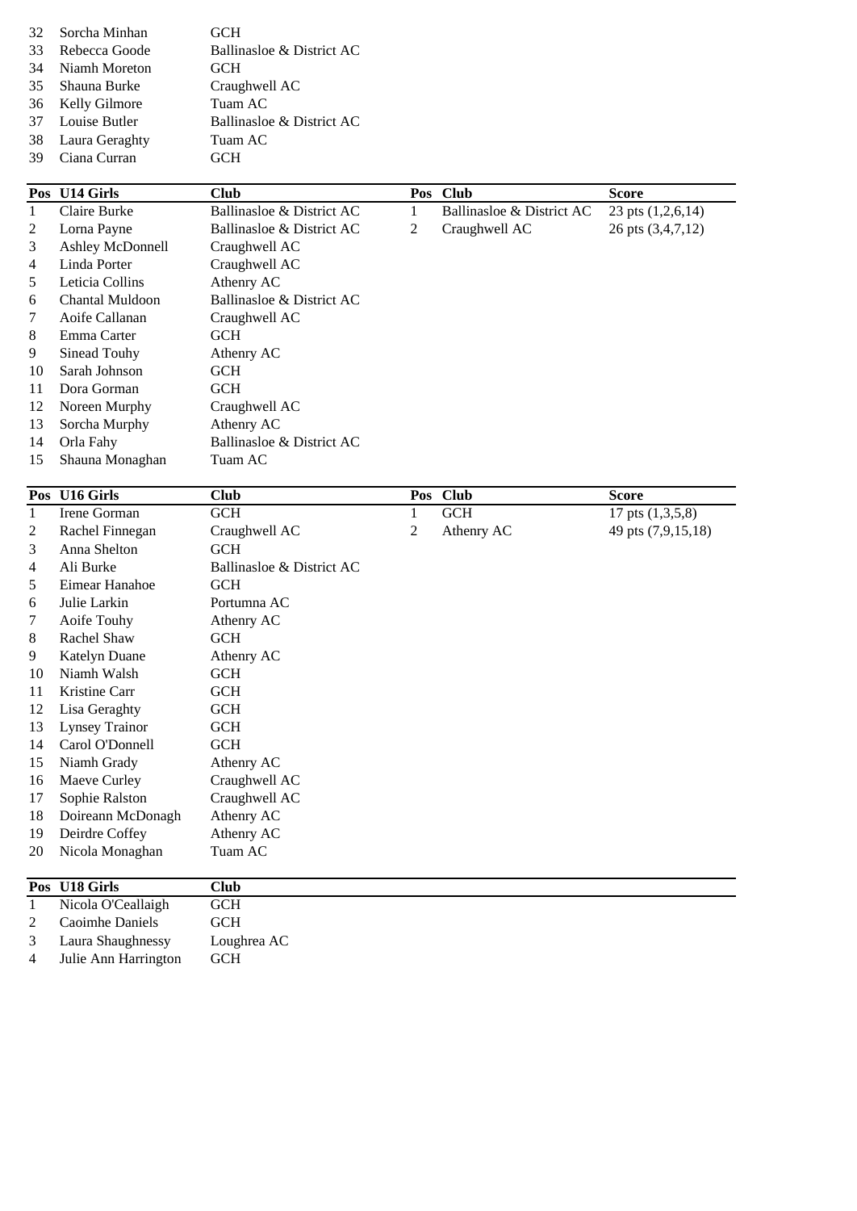| | | |
|---|---|---|
| 32 | Sorcha Minhan | GCH |
| 33 | Rebecca Goode | Ballinasloe & District AC |
| 34 | Niamh Moreton | GCH |
| 35 | Shauna Burke | Craughwell AC |
| 36 | Kelly Gilmore | Tuam AC |
| 37 | Louise Butler | Ballinasloe & District AC |
| 38 | Laura Geraghty | Tuam AC |
| 39 | Ciana Curran | GCH |

| Pos | U14 Girls | Club | Pos | Club | Score |
|---|---|---|---|---|---|
| 1 | Claire Burke | Ballinasloe & District AC | 1 | Ballinasloe & District AC | 23 pts (1,2,6,14) |
| 2 | Lorna Payne | Ballinasloe & District AC | 2 | Craughwell AC | 26 pts (3,4,7,12) |
| 3 | Ashley McDonnell | Craughwell AC | | | |
| 4 | Linda Porter | Craughwell AC | | | |
| 5 | Leticia Collins | Athenry AC | | | |
| 6 | Chantal Muldoon | Ballinasloe & District AC | | | |
| 7 | Aoife Callanan | Craughwell AC | | | |
| 8 | Emma Carter | GCH | | | |
| 9 | Sinead Touhy | Athenry AC | | | |
| 10 | Sarah Johnson | GCH | | | |
| 11 | Dora Gorman | GCH | | | |
| 12 | Noreen Murphy | Craughwell AC | | | |
| 13 | Sorcha Murphy | Athenry AC | | | |
| 14 | Orla Fahy | Ballinasloe & District AC | | | |
| 15 | Shauna Monaghan | Tuam AC | | | |

| Pos | U16 Girls | Club | Pos | Club | Score |
|---|---|---|---|---|---|
| 1 | Irene Gorman | GCH | 1 | GCH | 17 pts (1,3,5,8) |
| 2 | Rachel Finnegan | Craughwell AC | 2 | Athenry AC | 49 pts (7,9,15,18) |
| 3 | Anna Shelton | GCH | | | |
| 4 | Ali Burke | Ballinasloe & District AC | | | |
| 5 | Eimear Hanahoe | GCH | | | |
| 6 | Julie Larkin | Portumna AC | | | |
| 7 | Aoife Touhy | Athenry AC | | | |
| 8 | Rachel Shaw | GCH | | | |
| 9 | Katelyn Duane | Athenry AC | | | |
| 10 | Niamh Walsh | GCH | | | |
| 11 | Kristine Carr | GCH | | | |
| 12 | Lisa Geraghty | GCH | | | |
| 13 | Lynsey Trainor | GCH | | | |
| 14 | Carol O'Donnell | GCH | | | |
| 15 | Niamh Grady | Athenry AC | | | |
| 16 | Maeve Curley | Craughwell AC | | | |
| 17 | Sophie Ralston | Craughwell AC | | | |
| 18 | Doireann McDonagh | Athenry AC | | | |
| 19 | Deirdre Coffey | Athenry AC | | | |
| 20 | Nicola Monaghan | Tuam AC | | | |

| Pos | U18 Girls | Club |
|---|---|---|
| 1 | Nicola O'Ceallaigh | GCH |
| 2 | Caoimhe Daniels | GCH |
| 3 | Laura Shaughnessy | Loughrea AC |
| 4 | Julie Ann Harrington | GCH |